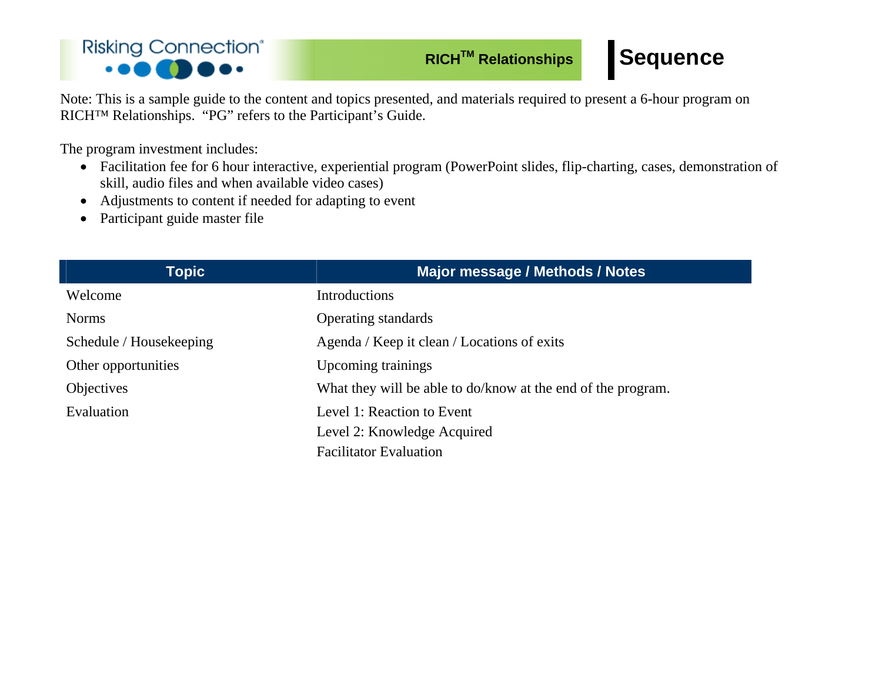Risking Connection®

RICH™ Relationships

# Sequence

Note: This is a sample guide to the content and topics presented, and materials required to present a 6-hour program on RICH™ Relationships. "PG" refers to the Participant's Guide.

The program investment includes:

- Facilitation fee for 6 hour interactive, experiential program (PowerPoint slides, flip-charting, cases, demonstration of skill, audio files and when available video cases)
- Adjustments to content if needed for adapting to event
- Participant guide master file

| Topic | Major message / Methods / Notes |
|---|---|
| Welcome | Introductions |
| Norms | Operating standards |
| Schedule / Housekeeping | Agenda / Keep it clean / Locations of exits |
| Other opportunities | Upcoming trainings |
| Objectives | What they will be able to do/know at the end of the program. |
| Evaluation | Level 1: Reaction to Event<br>Level 2: Knowledge Acquired<br>Facilitator Evaluation |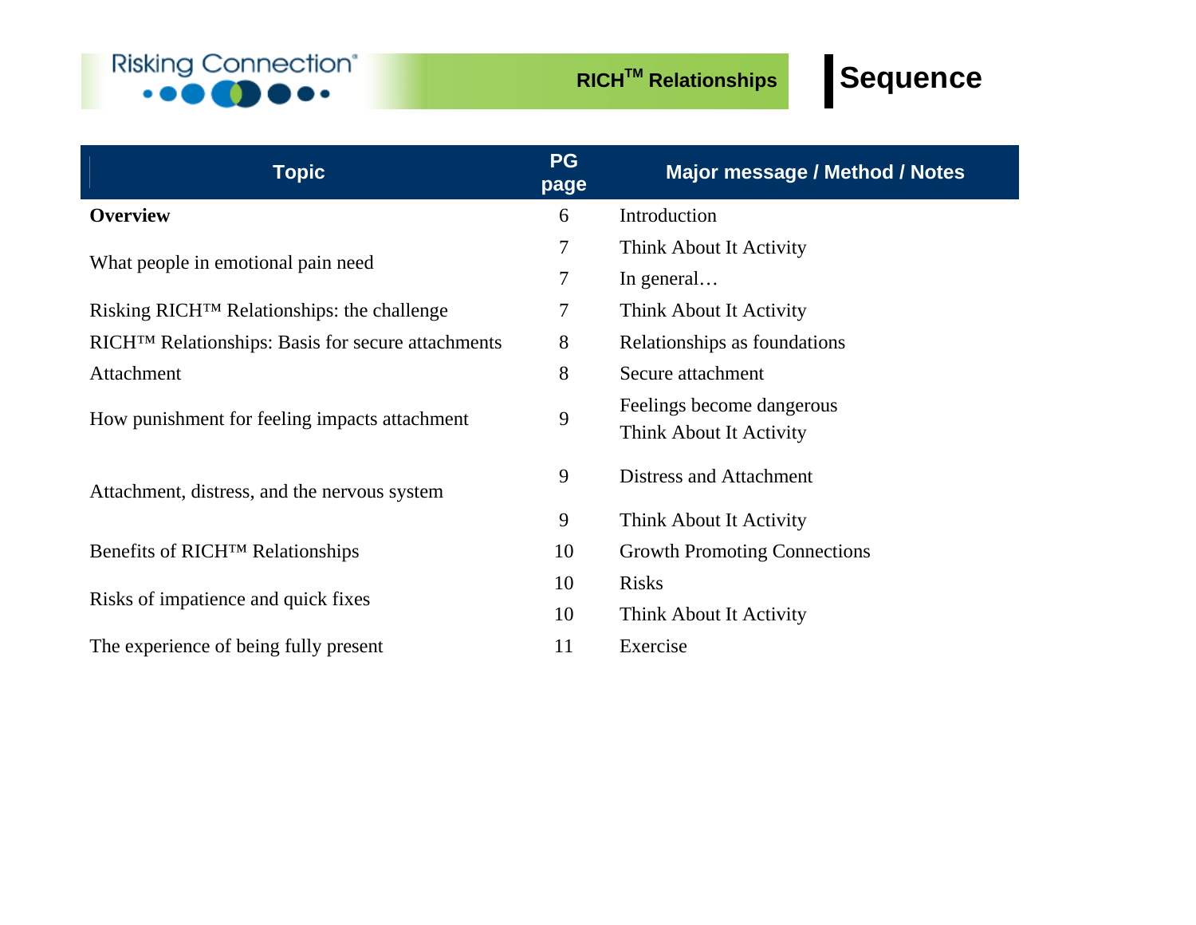Risking Connection®

RICH™ Relationships

# Sequence

| Topic | PG page | Major message / Method / Notes |
|---|---|---|
| **Overview** | 6 | Introduction |
| What people in emotional pain need | 7 | Think About It Activity |
| | 7 | In general… |
| Risking RICH™ Relationships: the challenge | 7 | Think About It Activity |
| RICH™ Relationships: Basis for secure attachments | 8 | Relationships as foundations |
| Attachment | 8 | Secure attachment |
| How punishment for feeling impacts attachment | 9 | Feelings become dangerous<br>Think About It Activity |
| Attachment, distress, and the nervous system | 9 | Distress and Attachment |
| | 9 | Think About It Activity |
| Benefits of RICH™ Relationships | 10 | Growth Promoting Connections |
| Risks of impatience and quick fixes | 10 | Risks |
| | 10 | Think About It Activity |
| The experience of being fully present | 11 | Exercise |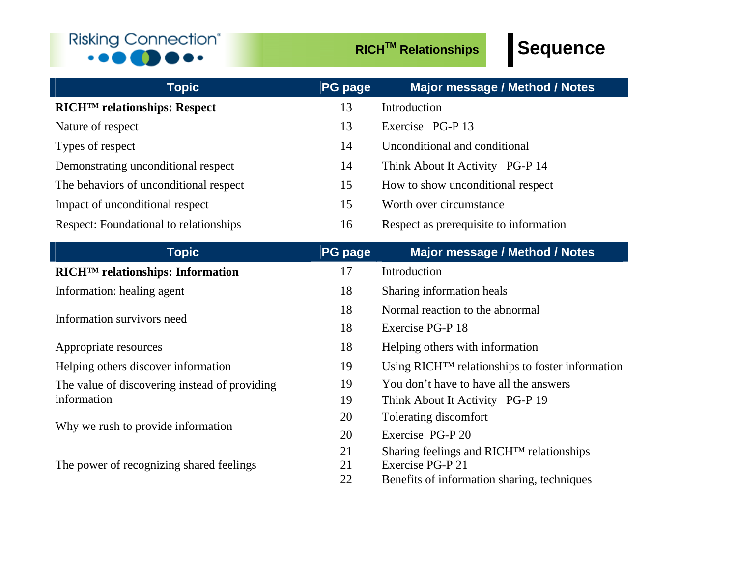Risking Connection®

RICH™ Relationships

# Sequence

| Topic | PG page | Major message / Method / Notes |
|---|---|---|
| **RICH™ relationships: Respect** | 13 | Introduction |
| Nature of respect | 13 | Exercise PG-P 13 |
| Types of respect | 14 | Unconditional and conditional |
| Demonstrating unconditional respect | 14 | Think About It Activity PG-P 14 |
| The behaviors of unconditional respect | 15 | How to show unconditional respect |
| Impact of unconditional respect | 15 | Worth over circumstance |
| Respect: Foundational to relationships | 16 | Respect as prerequisite to information |

| Topic | PG page | Major message / Method / Notes |
|---|---|---|
| **RICH™ relationships: Information** | 17 | Introduction |
| Information: healing agent | 18 | Sharing information heals |
| Information survivors need | 18 | Normal reaction to the abnormal |
| | 18 | Exercise PG-P 18 |
| Appropriate resources | 18 | Helping others with information |
| Helping others discover information | 19 | Using RICH™ relationships to foster information |
| The value of discovering instead of providing information | 19 | You don't have to have all the answers |
| | 19 | Think About It Activity PG-P 19 |
| Why we rush to provide information | 20 | Tolerating discomfort |
| | 20 | Exercise PG-P 20 |
| The power of recognizing shared feelings | 21 | Sharing feelings and RICH™ relationships |
| | 21 | Exercise PG-P 21 |
| | 22 | Benefits of information sharing, techniques |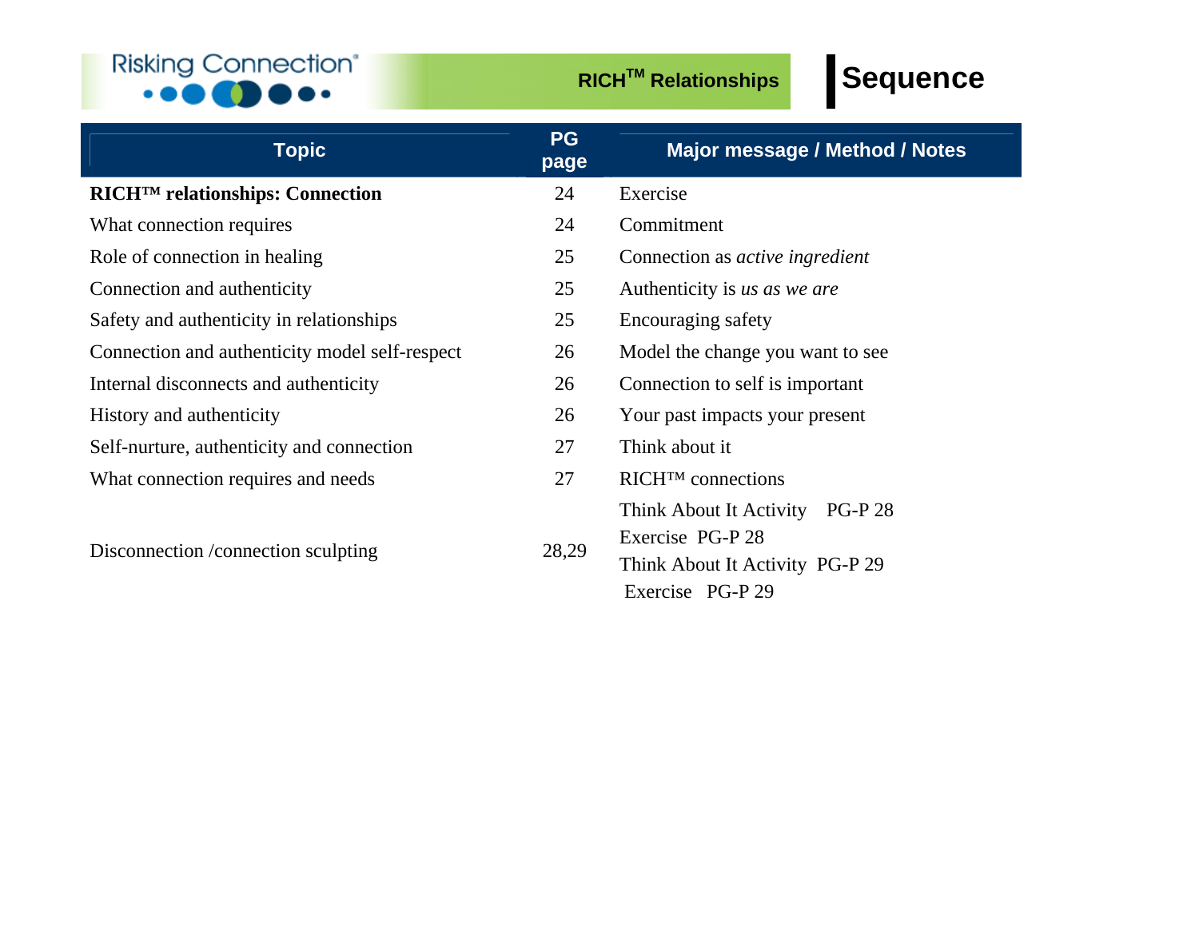Risking Connection®

RICH™ Relationships

# Sequence

| Topic | PG page | Major message / Method / Notes |
|---|---|---|
| **RICH™ relationships: Connection** | 24 | Exercise |
| What connection requires | 24 | Commitment |
| Role of connection in healing | 25 | Connection as *active ingredient* |
| Connection and authenticity | 25 | Authenticity is *us as we are* |
| Safety and authenticity in relationships | 25 | Encouraging safety |
| Connection and authenticity model self-respect | 26 | Model the change you want to see |
| Internal disconnects and authenticity | 26 | Connection to self is important |
| History and authenticity | 26 | Your past impacts your present |
| Self-nurture, authenticity and connection | 27 | Think about it |
| What connection requires and needs | 27 | RICH™ connections |
| Disconnection /connection sculpting | 28,29 | Think About It Activity PG-P 28<br>Exercise PG-P 28<br>Think About It Activity PG-P 29<br>Exercise PG-P 29 |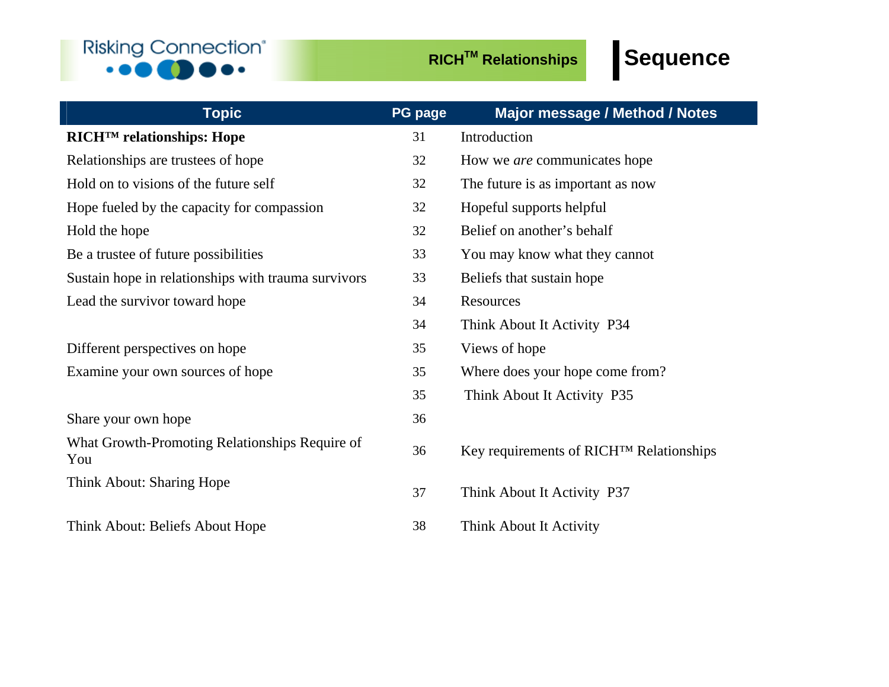Risking Connection®

RICH™ Relationships

# Sequence

| Topic | PG page | Major message / Method / Notes |
| --- | --- | --- |
| **RICH™ relationships: Hope** | 31 | Introduction |
| Relationships are trustees of hope | 32 | How we *are* communicates hope |
| Hold on to visions of the future self | 32 | The future is as important as now |
| Hope fueled by the capacity for compassion | 32 | Hopeful supports helpful |
| Hold the hope | 32 | Belief on another's behalf |
| Be a trustee of future possibilities | 33 | You may know what they cannot |
| Sustain hope in relationships with trauma survivors | 33 | Beliefs that sustain hope |
| Lead the survivor toward hope | 34 | Resources |
| | 34 | Think About It Activity P34 |
| Different perspectives on hope | 35 | Views of hope |
| Examine your own sources of hope | 35 | Where does your hope come from? |
| | 35 | Think About It Activity P35 |
| Share your own hope | 36 | |
| What Growth-Promoting Relationships Require of You | 36 | Key requirements of RICH™ Relationships |
| Think About: Sharing Hope | 37 | Think About It Activity P37 |
| Think About: Beliefs About Hope | 38 | Think About It Activity |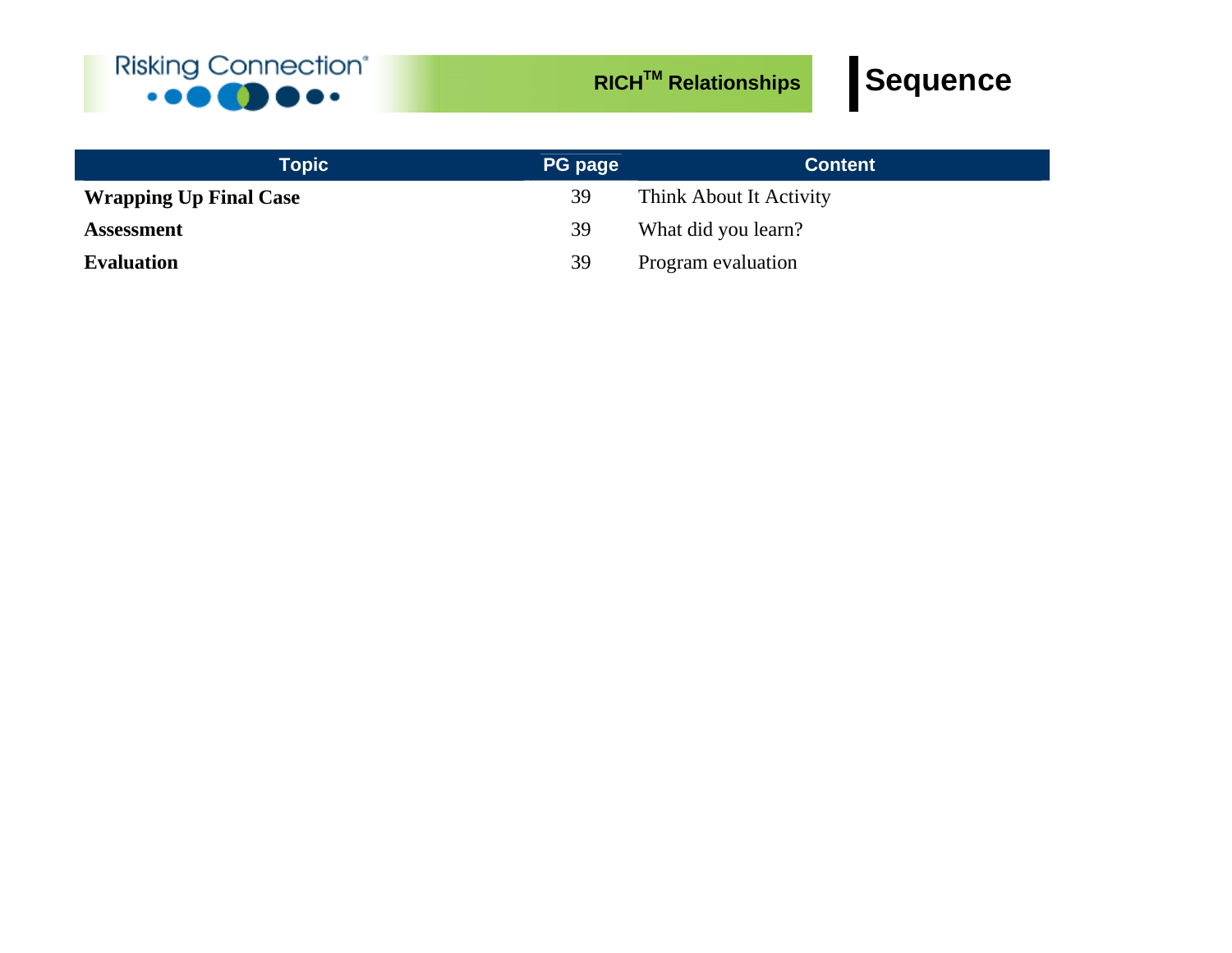# Sequence

| Topic | PG page | Content |
|---|---|---|
| **Wrapping Up Final Case** | 39 | Think About It Activity |
| **Assessment** | 39 | What did you learn? |
| **Evaluation** | 39 | Program evaluation |